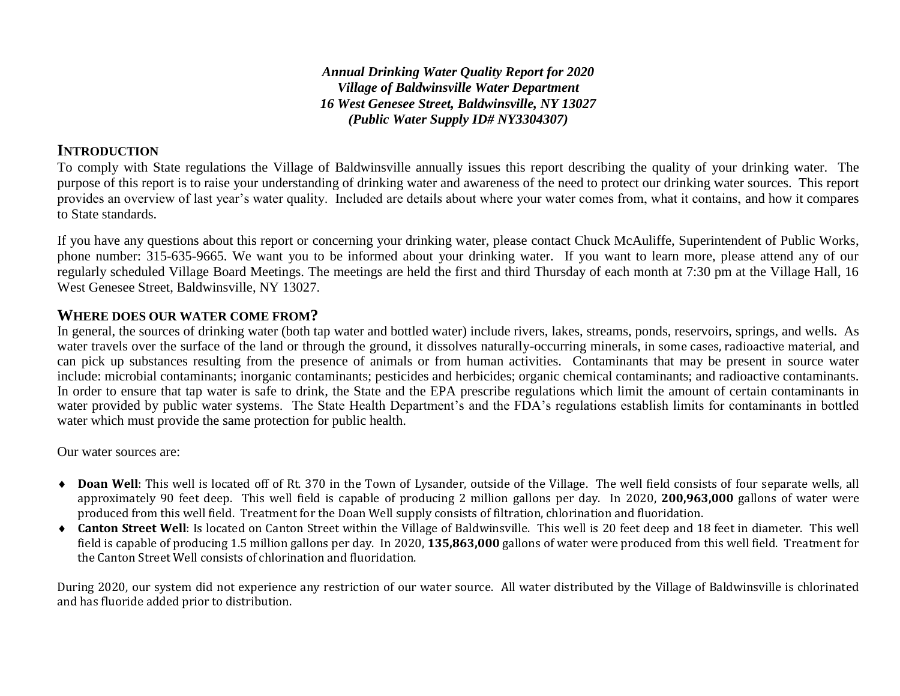***Annual Drinking Water Quality Report for 2020***
***Village of Baldwinsville Water Department***
***16 West Genesee Street, Baldwinsville, NY 13027***
***(Public Water Supply ID# NY3304307)***

## INTRODUCTION

To comply with State regulations the Village of Baldwinsville annually issues this report describing the quality of your drinking water. The purpose of this report is to raise your understanding of drinking water and awareness of the need to protect our drinking water sources. This report provides an overview of last year's water quality. Included are details about where your water comes from, what it contains, and how it compares to State standards.

If you have any questions about this report or concerning your drinking water, please contact Chuck McAuliffe, Superintendent of Public Works, phone number: 315-635-9665. We want you to be informed about your drinking water. If you want to learn more, please attend any of our regularly scheduled Village Board Meetings. The meetings are held the first and third Thursday of each month at 7:30 pm at the Village Hall, 16 West Genesee Street, Baldwinsville, NY 13027.

## WHERE DOES OUR WATER COME FROM?

In general, the sources of drinking water (both tap water and bottled water) include rivers, lakes, streams, ponds, reservoirs, springs, and wells. As water travels over the surface of the land or through the ground, it dissolves naturally-occurring minerals, in some cases, radioactive material, and can pick up substances resulting from the presence of animals or from human activities. Contaminants that may be present in source water include: microbial contaminants; inorganic contaminants; pesticides and herbicides; organic chemical contaminants; and radioactive contaminants. In order to ensure that tap water is safe to drink, the State and the EPA prescribe regulations which limit the amount of certain contaminants in water provided by public water systems. The State Health Department's and the FDA's regulations establish limits for contaminants in bottled water which must provide the same protection for public health.

Our water sources are:

- **Doan Well**: This well is located off of Rt. 370 in the Town of Lysander, outside of the Village. The well field consists of four separate wells, all approximately 90 feet deep. This well field is capable of producing 2 million gallons per day. In 2020, **200,963,000** gallons of water were produced from this well field. Treatment for the Doan Well supply consists of filtration, chlorination and fluoridation.
- **Canton Street Well**: Is located on Canton Street within the Village of Baldwinsville. This well is 20 feet deep and 18 feet in diameter. This well field is capable of producing 1.5 million gallons per day. In 2020, **135,863,000** gallons of water were produced from this well field. Treatment for the Canton Street Well consists of chlorination and fluoridation.

During 2020, our system did not experience any restriction of our water source. All water distributed by the Village of Baldwinsville is chlorinated and has fluoride added prior to distribution.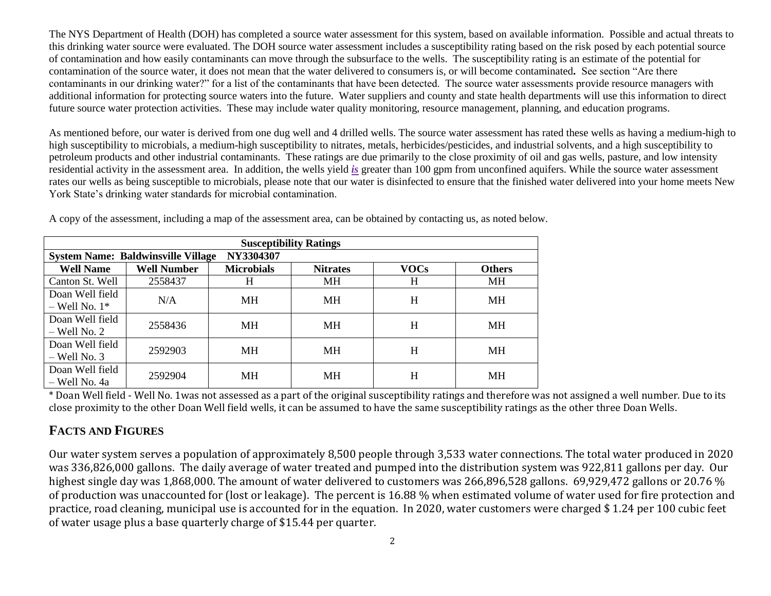The NYS Department of Health (DOH) has completed a source water assessment for this system, based on available information. Possible and actual threats to this drinking water source were evaluated. The DOH source water assessment includes a susceptibility rating based on the risk posed by each potential source of contamination and how easily contaminants can move through the subsurface to the wells. The susceptibility rating is an estimate of the potential for contamination of the source water, it does not mean that the water delivered to consumers is, or will become contaminated**.** See section "Are there contaminants in our drinking water?" for a list of the contaminants that have been detected. The source water assessments provide resource managers with additional information for protecting source waters into the future. Water suppliers and county and state health departments will use this information to direct future source water protection activities. These may include water quality monitoring, resource management, planning, and education programs.

As mentioned before, our water is derived from one dug well and 4 drilled wells. The source water assessment has rated these wells as having a medium-high to high susceptibility to microbials, a medium-high susceptibility to nitrates, metals, herbicides/pesticides, and industrial solvents, and a high susceptibility to petroleum products and other industrial contaminants. These ratings are due primarily to the close proximity of oil and gas wells, pasture, and low intensity residential activity in the assessment area. In addition, the wells yield ***is*** greater than 100 gpm from unconfined aquifers. While the source water assessment rates our wells as being susceptible to microbials, please note that our water is disinfected to ensure that the finished water delivered into your home meets New York State's drinking water standards for microbial contamination.

A copy of the assessment, including a map of the assessment area, can be obtained by contacting us, as noted below.

| **Susceptibility Ratings** | | | | | |
|---|---|---|---|---|---|
| **System Name: Baldwinsville Village NY3304307** | | | | | |
| **Well Name** | **Well Number** | **Microbials** | **Nitrates** | **VOCs** | **Others** |
| Canton St. Well | 2558437 | H | MH | H | MH |
| Doan Well field – Well No. 1* | N/A | MH | MH | H | MH |
| Doan Well field – Well No. 2 | 2558436 | MH | MH | H | MH |
| Doan Well field – Well No. 3 | 2592903 | MH | MH | H | MH |
| Doan Well field – Well No. 4a | 2592904 | MH | MH | H | MH |

* Doan Well field - Well No. 1was not assessed as a part of the original susceptibility ratings and therefore was not assigned a well number. Due to its close proximity to the other Doan Well field wells, it can be assumed to have the same susceptibility ratings as the other three Doan Wells.

## FACTS AND FIGURES

Our water system serves a population of approximately 8,500 people through 3,533 water connections. The total water produced in 2020 was 336,826,000 gallons. The daily average of water treated and pumped into the distribution system was 922,811 gallons per day. Our highest single day was 1,868,000. The amount of water delivered to customers was 266,896,528 gallons. 69,929,472 gallons or 20.76 % of production was unaccounted for (lost or leakage). The percent is 16.88 % when estimated volume of water used for fire protection and practice, road cleaning, municipal use is accounted for in the equation. In 2020, water customers were charged $ 1.24 per 100 cubic feet of water usage plus a base quarterly charge of $15.44 per quarter.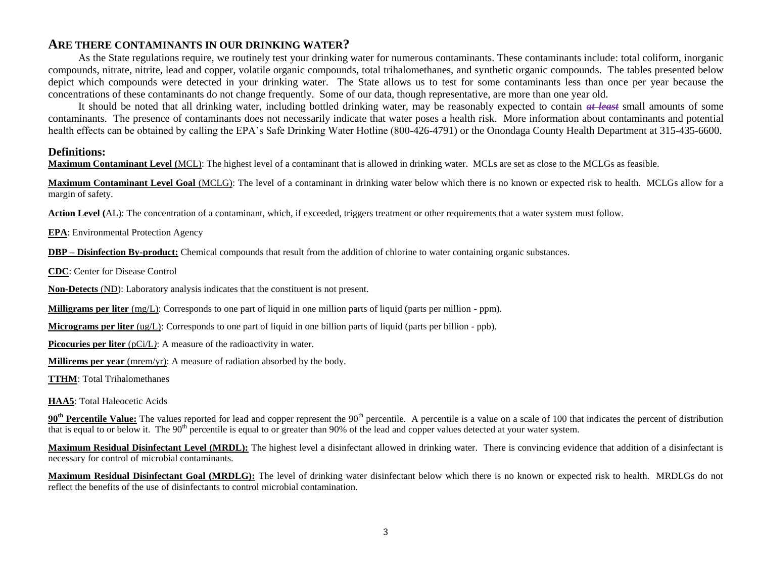## Are there contaminants in our drinking water?

As the State regulations require, we routinely test your drinking water for numerous contaminants. These contaminants include: total coliform, inorganic compounds, nitrate, nitrite, lead and copper, volatile organic compounds, total trihalomethanes, and synthetic organic compounds. The tables presented below depict which compounds were detected in your drinking water. The State allows us to test for some contaminants less than once per year because the concentrations of these contaminants do not change frequently. Some of our data, though representative, are more than one year old.

It should be noted that all drinking water, including bottled drinking water, may be reasonably expected to contain ***~~at least~~*** small amounts of some contaminants. The presence of contaminants does not necessarily indicate that water poses a health risk. More information about contaminants and potential health effects can be obtained by calling the EPA's Safe Drinking Water Hotline (800-426-4791) or the Onondaga County Health Department at 315-435-6600.

### Definitions:

**Maximum Contaminant Level (**MCL): The highest level of a contaminant that is allowed in drinking water. MCLs are set as close to the MCLGs as feasible.

**Maximum Contaminant Level Goal** (MCLG): The level of a contaminant in drinking water below which there is no known or expected risk to health. MCLGs allow for a margin of safety.

**Action Level (**AL): The concentration of a contaminant, which, if exceeded, triggers treatment or other requirements that a water system must follow.

**EPA**: Environmental Protection Agency

**DBP – Disinfection By-product:** Chemical compounds that result from the addition of chlorine to water containing organic substances.

**CDC**: Center for Disease Control

**Non-Detects** (ND): Laboratory analysis indicates that the constituent is not present.

**Milligrams per liter** (mg/L): Corresponds to one part of liquid in one million parts of liquid (parts per million - ppm).

**Micrograms per liter** (ug/L): Corresponds to one part of liquid in one billion parts of liquid (parts per billion - ppb).

**Picocuries per liter** (pCi/L): A measure of the radioactivity in water.

**Millirems per year** (mrem/yr): A measure of radiation absorbed by the body.

**TTHM**: Total Trihalomethanes

**HAA5**: Total Haleocetic Acids

**90th Percentile Value:** The values reported for lead and copper represent the 90th percentile. A percentile is a value on a scale of 100 that indicates the percent of distribution that is equal to or below it. The 90th percentile is equal to or greater than 90% of the lead and copper values detected at your water system.

**Maximum Residual Disinfectant Level (MRDL):** The highest level a disinfectant allowed in drinking water. There is convincing evidence that addition of a disinfectant is necessary for control of microbial contaminants.

**Maximum Residual Disinfectant Goal (MRDLG):** The level of drinking water disinfectant below which there is no known or expected risk to health. MRDLGs do not reflect the benefits of the use of disinfectants to control microbial contamination.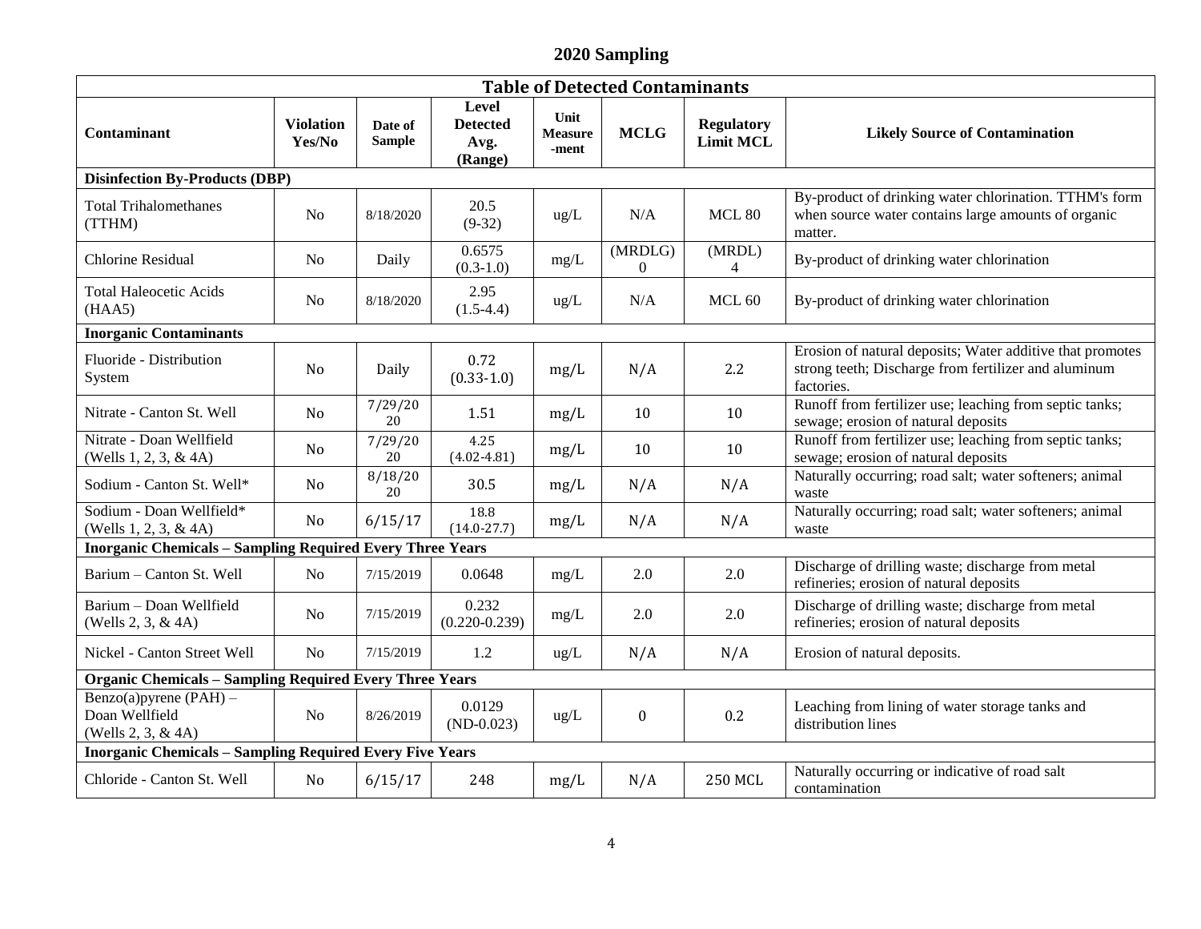# 2020 Sampling

| Table of Detected Contaminants | | | | | | | |
|---|---|---|---|---|---|---|---|
| **Contaminant** | **Violation Yes/No** | **Date of Sample** | **Level Detected Avg. (Range)** | **Unit Measure -ment** | **MCLG** | **Regulatory Limit MCL** | **Likely Source of Contamination** |
| **Disinfection By-Products (DBP)** | | | | | | | |
| Total Trihalomethanes (TTHM) | No | 8/18/2020 | 20.5 (9-32) | ug/L | N/A | MCL 80 | By-product of drinking water chlorination. TTHM's form when source water contains large amounts of organic matter. |
| Chlorine Residual | No | Daily | 0.6575 (0.3-1.0) | mg/L | (MRDLG) 0 | (MRDL) 4 | By-product of drinking water chlorination |
| Total Haleocetic Acids (HAA5) | No | 8/18/2020 | 2.95 (1.5-4.4) | ug/L | N/A | MCL 60 | By-product of drinking water chlorination |
| **Inorganic Contaminants** | | | | | | | |
| Fluoride - Distribution System | No | Daily | 0.72 (0.33-1.0) | mg/L | N/A | 2.2 | Erosion of natural deposits; Water additive that promotes strong teeth; Discharge from fertilizer and aluminum factories. |
| Nitrate - Canton St. Well | No | 7/29/20 20 | 1.51 | mg/L | 10 | 10 | Runoff from fertilizer use; leaching from septic tanks; sewage; erosion of natural deposits |
| Nitrate - Doan Wellfield (Wells 1, 2, 3, & 4A) | No | 7/29/20 20 | 4.25 (4.02-4.81) | mg/L | 10 | 10 | Runoff from fertilizer use; leaching from septic tanks; sewage; erosion of natural deposits |
| Sodium - Canton St. Well* | No | 8/18/20 20 | 30.5 | mg/L | N/A | N/A | Naturally occurring; road salt; water softeners; animal waste |
| Sodium - Doan Wellfield* (Wells 1, 2, 3, & 4A) | No | 6/15/17 | 18.8 (14.0-27.7) | mg/L | N/A | N/A | Naturally occurring; road salt; water softeners; animal waste |
| **Inorganic Chemicals – Sampling Required Every Three Years** | | | | | | | |
| Barium – Canton St. Well | No | 7/15/2019 | 0.0648 | mg/L | 2.0 | 2.0 | Discharge of drilling waste; discharge from metal refineries; erosion of natural deposits |
| Barium – Doan Wellfield (Wells 2, 3, & 4A) | No | 7/15/2019 | 0.232 (0.220-0.239) | mg/L | 2.0 | 2.0 | Discharge of drilling waste; discharge from metal refineries; erosion of natural deposits |
| Nickel - Canton Street Well | No | 7/15/2019 | 1.2 | ug/L | N/A | N/A | Erosion of natural deposits. |
| **Organic Chemicals – Sampling Required Every Three Years** | | | | | | | |
| Benzo(a)pyrene (PAH) – Doan Wellfield (Wells 2, 3, & 4A) | No | 8/26/2019 | 0.0129 (ND-0.023) | ug/L | 0 | 0.2 | Leaching from lining of water storage tanks and distribution lines |
| **Inorganic Chemicals – Sampling Required Every Five Years** | | | | | | | |
| Chloride - Canton St. Well | No | 6/15/17 | 248 | mg/L | N/A | 250 MCL | Naturally occurring or indicative of road salt contamination |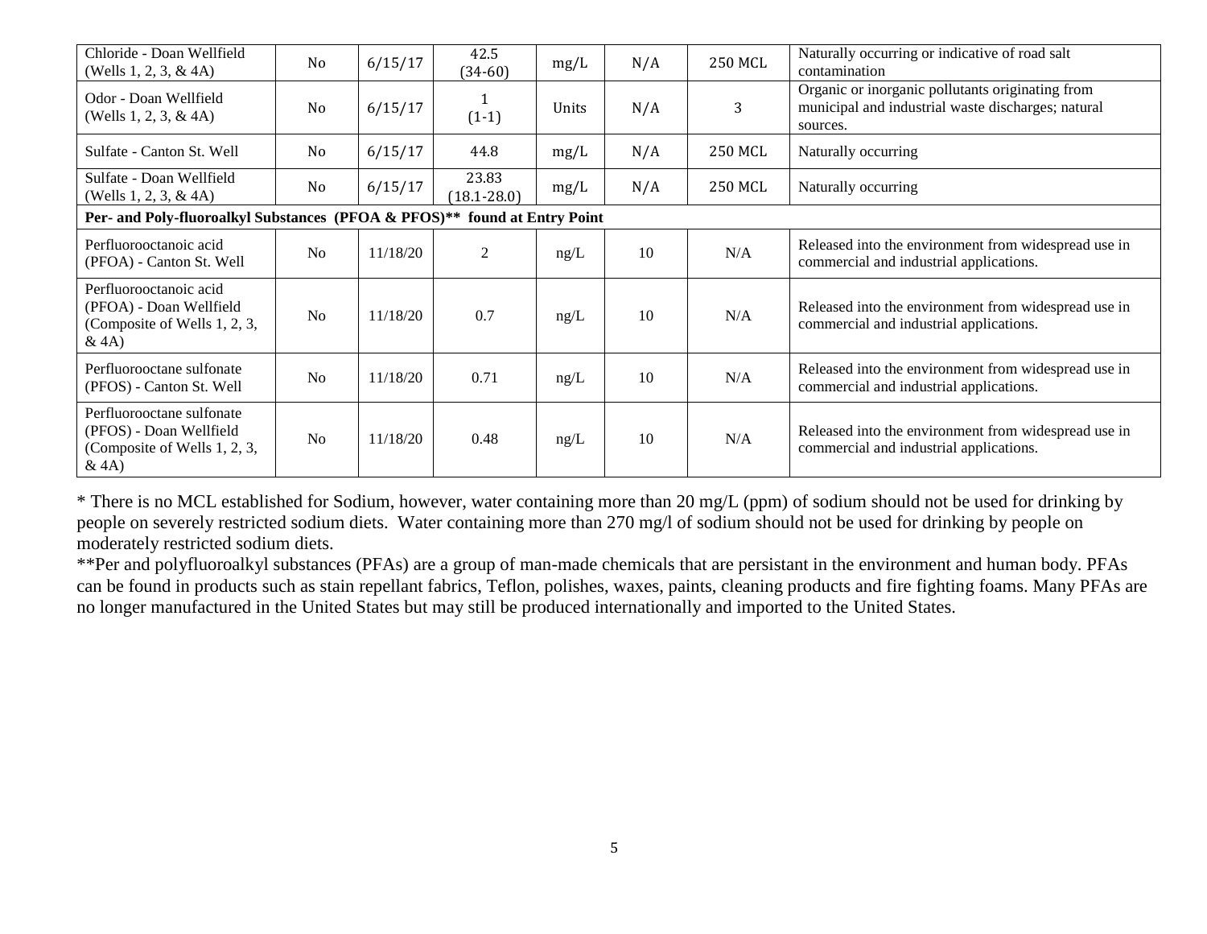| | | | | | | | |
|---|---|---|---|---|---|---|---|
| Chloride - Doan Wellfield (Wells 1, 2, 3, & 4A) | No | 6/15/17 | 42.5 (34-60) | mg/L | N/A | 250 MCL | Naturally occurring or indicative of road salt contamination |
| Odor - Doan Wellfield (Wells 1, 2, 3, & 4A) | No | 6/15/17 | 1 (1-1) | Units | N/A | 3 | Organic or inorganic pollutants originating from municipal and industrial waste discharges; natural sources. |
| Sulfate - Canton St. Well | No | 6/15/17 | 44.8 | mg/L | N/A | 250 MCL | Naturally occurring |
| Sulfate - Doan Wellfield (Wells 1, 2, 3, & 4A) | No | 6/15/17 | 23.83 (18.1-28.0) | mg/L | N/A | 250 MCL | Naturally occurring |
| **Per- and Poly-fluoroalkyl Substances (PFOA & PFOS)** found at Entry Point** | | | | | | | |
| Perfluorooctanoic acid (PFOA) - Canton St. Well | No | 11/18/20 | 2 | ng/L | 10 | N/A | Released into the environment from widespread use in commercial and industrial applications. |
| Perfluorooctanoic acid (PFOA) - Doan Wellfield (Composite of Wells 1, 2, 3, & 4A) | No | 11/18/20 | 0.7 | ng/L | 10 | N/A | Released into the environment from widespread use in commercial and industrial applications. |
| Perfluorooctane sulfonate (PFOS) - Canton St. Well | No | 11/18/20 | 0.71 | ng/L | 10 | N/A | Released into the environment from widespread use in commercial and industrial applications. |
| Perfluorooctane sulfonate (PFOS) - Doan Wellfield (Composite of Wells 1, 2, 3, & 4A) | No | 11/18/20 | 0.48 | ng/L | 10 | N/A | Released into the environment from widespread use in commercial and industrial applications. |

* There is no MCL established for Sodium, however, water containing more than 20 mg/L (ppm) of sodium should not be used for drinking by people on severely restricted sodium diets. Water containing more than 270 mg/l of sodium should not be used for drinking by people on moderately restricted sodium diets.

**Per and polyfluoroalkyl substances (PFAs) are a group of man-made chemicals that are persistant in the environment and human body. PFAs can be found in products such as stain repellant fabrics, Teflon, polishes, waxes, paints, cleaning products and fire fighting foams. Many PFAs are no longer manufactured in the United States but may still be produced internationally and imported to the United States.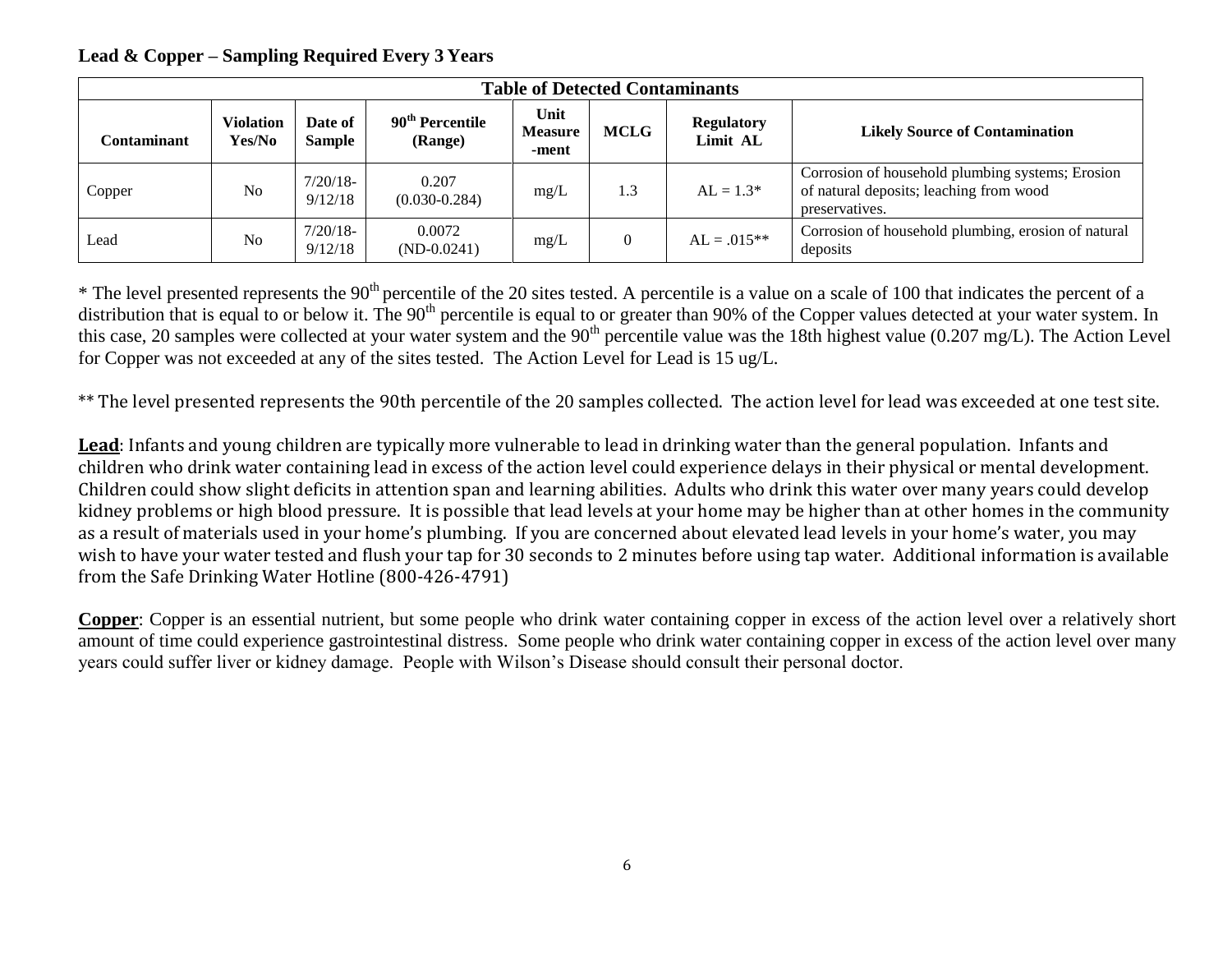**Lead & Copper – Sampling Required Every 3 Years**

| Table of Detected Contaminants | | | | | | | |
|---|---|---|---|---|---|---|---|
| Contaminant | Violation Yes/No | Date of Sample | 90th Percentile (Range) | Unit Measure-ment | MCLG | Regulatory Limit AL | Likely Source of Contamination |
| Copper | No | 7/20/18-9/12/18 | 0.207 (0.030-0.284) | mg/L | 1.3 | AL = 1.3* | Corrosion of household plumbing systems; Erosion of natural deposits; leaching from wood preservatives. |
| Lead | No | 7/20/18-9/12/18 | 0.0072 (ND-0.0241) | mg/L | 0 | AL = .015** | Corrosion of household plumbing, erosion of natural deposits |

* The level presented represents the 90th percentile of the 20 sites tested. A percentile is a value on a scale of 100 that indicates the percent of a distribution that is equal to or below it. The 90th percentile is equal to or greater than 90% of the Copper values detected at your water system. In this case, 20 samples were collected at your water system and the 90th percentile value was the 18th highest value (0.207 mg/L). The Action Level for Copper was not exceeded at any of the sites tested. The Action Level for Lead is 15 ug/L.

** The level presented represents the 90th percentile of the 20 samples collected. The action level for lead was exceeded at one test site.

**Lead**: Infants and young children are typically more vulnerable to lead in drinking water than the general population. Infants and children who drink water containing lead in excess of the action level could experience delays in their physical or mental development. Children could show slight deficits in attention span and learning abilities. Adults who drink this water over many years could develop kidney problems or high blood pressure. It is possible that lead levels at your home may be higher than at other homes in the community as a result of materials used in your home's plumbing. If you are concerned about elevated lead levels in your home's water, you may wish to have your water tested and flush your tap for 30 seconds to 2 minutes before using tap water. Additional information is available from the Safe Drinking Water Hotline (800-426-4791)

**Copper**: Copper is an essential nutrient, but some people who drink water containing copper in excess of the action level over a relatively short amount of time could experience gastrointestinal distress. Some people who drink water containing copper in excess of the action level over many years could suffer liver or kidney damage. People with Wilson's Disease should consult their personal doctor.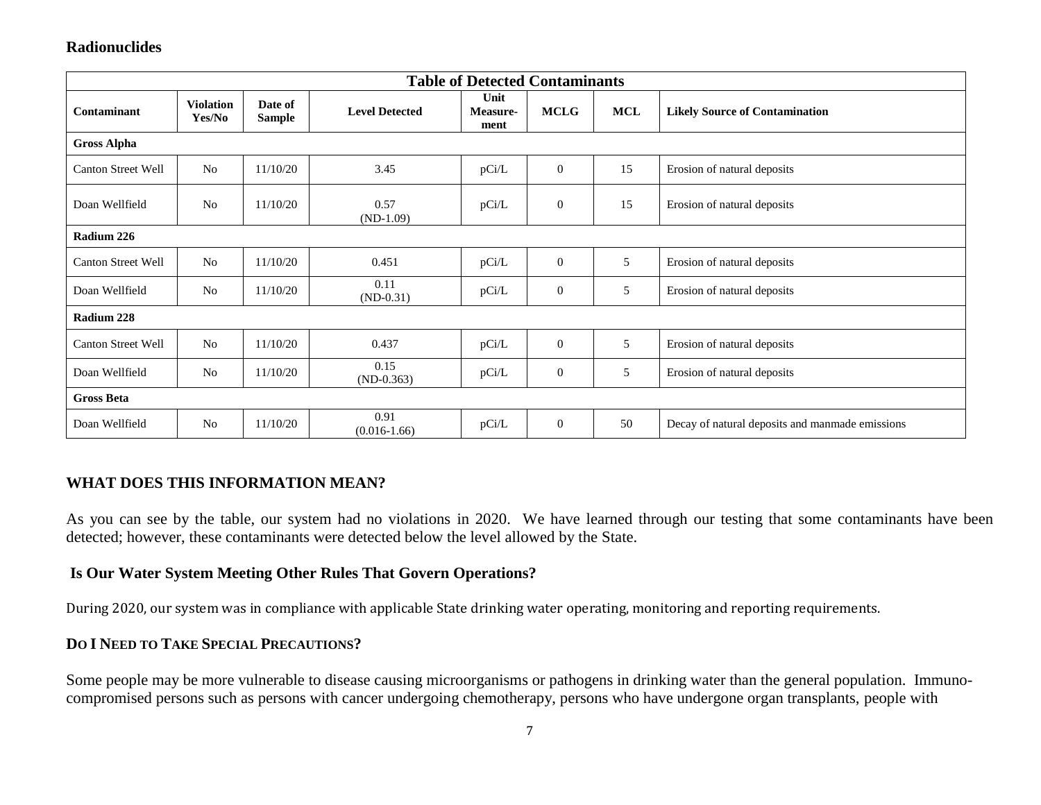## Radionuclides

| Table of Detected Contaminants | | | | | | | |
|---|---|---|---|---|---|---|---|
| **Contaminant** | **Violation Yes/No** | **Date of Sample** | **Level Detected** | **Unit Measure-ment** | **MCLG** | **MCL** | **Likely Source of Contamination** |
| **Gross Alpha** | | | | | | | |
| Canton Street Well | No | 11/10/20 | 3.45 | pCi/L | 0 | 15 | Erosion of natural deposits |
| Doan Wellfield | No | 11/10/20 | 0.57 (ND-1.09) | pCi/L | 0 | 15 | Erosion of natural deposits |
| **Radium 226** | | | | | | | |
| Canton Street Well | No | 11/10/20 | 0.451 | pCi/L | 0 | 5 | Erosion of natural deposits |
| Doan Wellfield | No | 11/10/20 | 0.11 (ND-0.31) | pCi/L | 0 | 5 | Erosion of natural deposits |
| **Radium 228** | | | | | | | |
| Canton Street Well | No | 11/10/20 | 0.437 | pCi/L | 0 | 5 | Erosion of natural deposits |
| Doan Wellfield | No | 11/10/20 | 0.15 (ND-0.363) | pCi/L | 0 | 5 | Erosion of natural deposits |
| **Gross Beta** | | | | | | | |
| Doan Wellfield | No | 11/10/20 | 0.91 (0.016-1.66) | pCi/L | 0 | 50 | Decay of natural deposits and manmade emissions |

## WHAT DOES THIS INFORMATION MEAN?

As you can see by the table, our system had no violations in 2020. We have learned through our testing that some contaminants have been detected; however, these contaminants were detected below the level allowed by the State.

## Is Our Water System Meeting Other Rules That Govern Operations?

During 2020, our system was in compliance with applicable State drinking water operating, monitoring and reporting requirements.

## DO I NEED TO TAKE SPECIAL PRECAUTIONS?

Some people may be more vulnerable to disease causing microorganisms or pathogens in drinking water than the general population. Immuno-compromised persons such as persons with cancer undergoing chemotherapy, persons who have undergone organ transplants, people with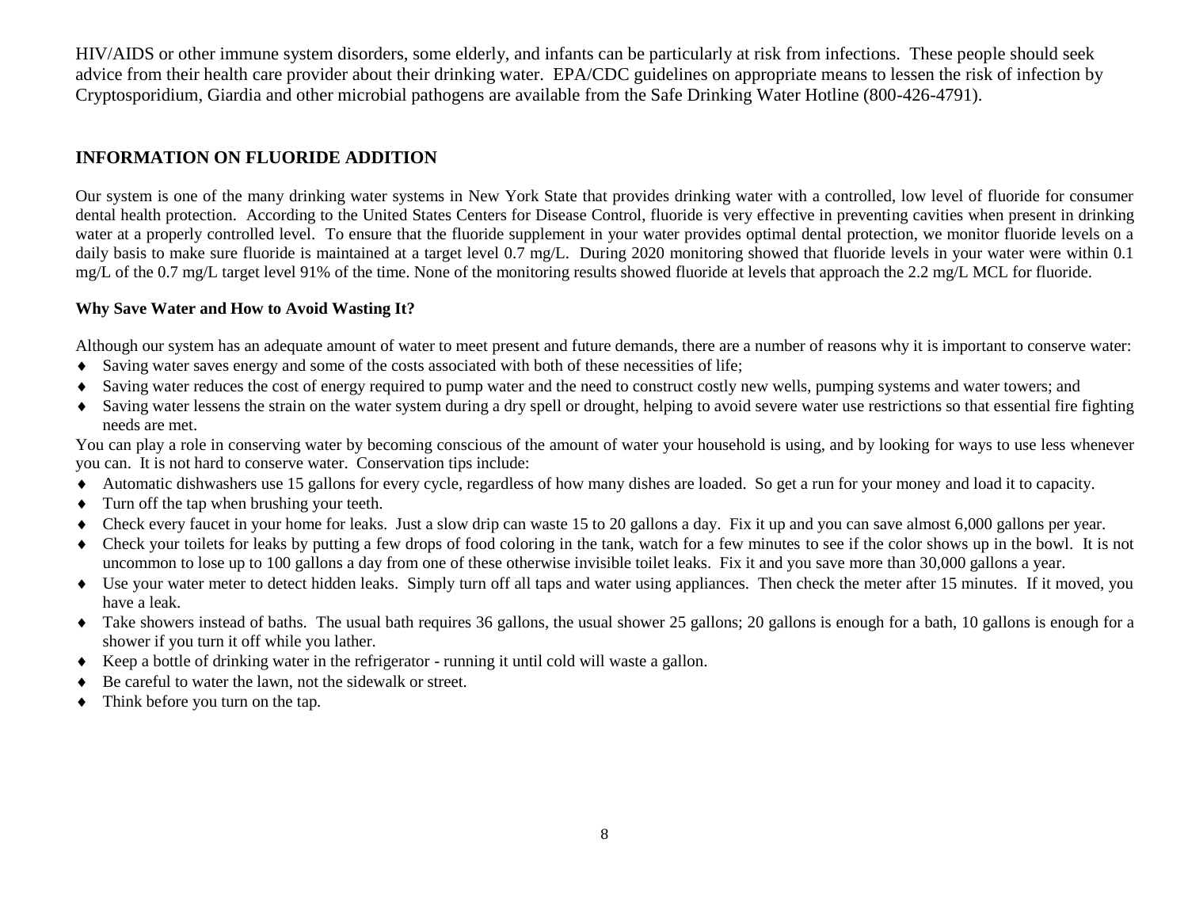HIV/AIDS or other immune system disorders, some elderly, and infants can be particularly at risk from infections. These people should seek advice from their health care provider about their drinking water. EPA/CDC guidelines on appropriate means to lessen the risk of infection by Cryptosporidium, Giardia and other microbial pathogens are available from the Safe Drinking Water Hotline (800-426-4791).

## INFORMATION ON FLUORIDE ADDITION

Our system is one of the many drinking water systems in New York State that provides drinking water with a controlled, low level of fluoride for consumer dental health protection. According to the United States Centers for Disease Control, fluoride is very effective in preventing cavities when present in drinking water at a properly controlled level. To ensure that the fluoride supplement in your water provides optimal dental protection, we monitor fluoride levels on a daily basis to make sure fluoride is maintained at a target level 0.7 mg/L. During 2020 monitoring showed that fluoride levels in your water were within 0.1 mg/L of the 0.7 mg/L target level 91% of the time. None of the monitoring results showed fluoride at levels that approach the 2.2 mg/L MCL for fluoride.

### Why Save Water and How to Avoid Wasting It?

Although our system has an adequate amount of water to meet present and future demands, there are a number of reasons why it is important to conserve water:

- Saving water saves energy and some of the costs associated with both of these necessities of life;
- Saving water reduces the cost of energy required to pump water and the need to construct costly new wells, pumping systems and water towers; and
- Saving water lessens the strain on the water system during a dry spell or drought, helping to avoid severe water use restrictions so that essential fire fighting needs are met.

You can play a role in conserving water by becoming conscious of the amount of water your household is using, and by looking for ways to use less whenever you can. It is not hard to conserve water. Conservation tips include:

- Automatic dishwashers use 15 gallons for every cycle, regardless of how many dishes are loaded. So get a run for your money and load it to capacity.
- Turn off the tap when brushing your teeth.
- Check every faucet in your home for leaks. Just a slow drip can waste 15 to 20 gallons a day. Fix it up and you can save almost 6,000 gallons per year.
- Check your toilets for leaks by putting a few drops of food coloring in the tank, watch for a few minutes to see if the color shows up in the bowl. It is not uncommon to lose up to 100 gallons a day from one of these otherwise invisible toilet leaks. Fix it and you save more than 30,000 gallons a year.
- Use your water meter to detect hidden leaks. Simply turn off all taps and water using appliances. Then check the meter after 15 minutes. If it moved, you have a leak.
- Take showers instead of baths. The usual bath requires 36 gallons, the usual shower 25 gallons; 20 gallons is enough for a bath, 10 gallons is enough for a shower if you turn it off while you lather.
- Keep a bottle of drinking water in the refrigerator - running it until cold will waste a gallon.
- Be careful to water the lawn, not the sidewalk or street.
- Think before you turn on the tap.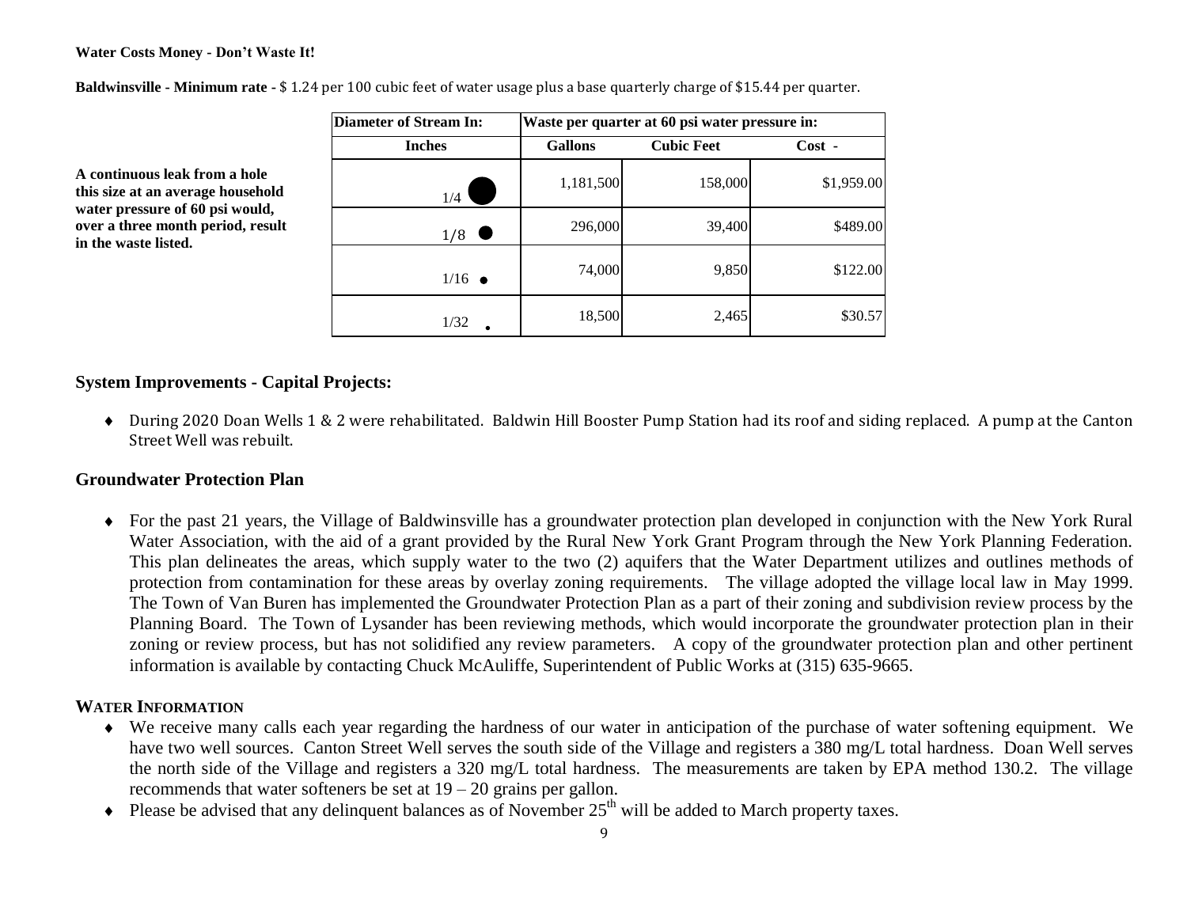**Water Costs Money - Don't Waste It!**

**Baldwinsville - Minimum rate -** $ 1.24 per 100 cubic feet of water usage plus a base quarterly charge of $15.44 per quarter.

**A continuous leak from a hole this size at an average household water pressure of 60 psi would, over a three month period, result in the waste listed.**

| Diameter of Stream In: | Waste per quarter at 60 psi water pressure in: | | |
|---|---|---|---|
| **Inches** | **Gallons** | **Cubic Feet** | **Cost -** |
| 1/4 | 1,181,500 | 158,000 | $1,959.00 |
| 1/8 | 296,000 | 39,400 | $489.00 |
| 1/16 | 74,000 | 9,850 | $122.00 |
| 1/32 | 18,500 | 2,465 | $30.57 |

## System Improvements - Capital Projects:

- During 2020 Doan Wells 1 & 2 were rehabilitated. Baldwin Hill Booster Pump Station had its roof and siding replaced. A pump at the Canton Street Well was rebuilt.

## Groundwater Protection Plan

- For the past 21 years, the Village of Baldwinsville has a groundwater protection plan developed in conjunction with the New York Rural Water Association, with the aid of a grant provided by the Rural New York Grant Program through the New York Planning Federation. This plan delineates the areas, which supply water to the two (2) aquifers that the Water Department utilizes and outlines methods of protection from contamination for these areas by overlay zoning requirements. The village adopted the village local law in May 1999. The Town of Van Buren has implemented the Groundwater Protection Plan as a part of their zoning and subdivision review process by the Planning Board. The Town of Lysander has been reviewing methods, which would incorporate the groundwater protection plan in their zoning or review process, but has not solidified any review parameters. A copy of the groundwater protection plan and other pertinent information is available by contacting Chuck McAuliffe, Superintendent of Public Works at (315) 635-9665.

### WATER INFORMATION

- We receive many calls each year regarding the hardness of our water in anticipation of the purchase of water softening equipment. We have two well sources. Canton Street Well serves the south side of the Village and registers a 380 mg/L total hardness. Doan Well serves the north side of the Village and registers a 320 mg/L total hardness. The measurements are taken by EPA method 130.2. The village recommends that water softeners be set at 19 – 20 grains per gallon.
- Please be advised that any delinquent balances as of November 25th will be added to March property taxes.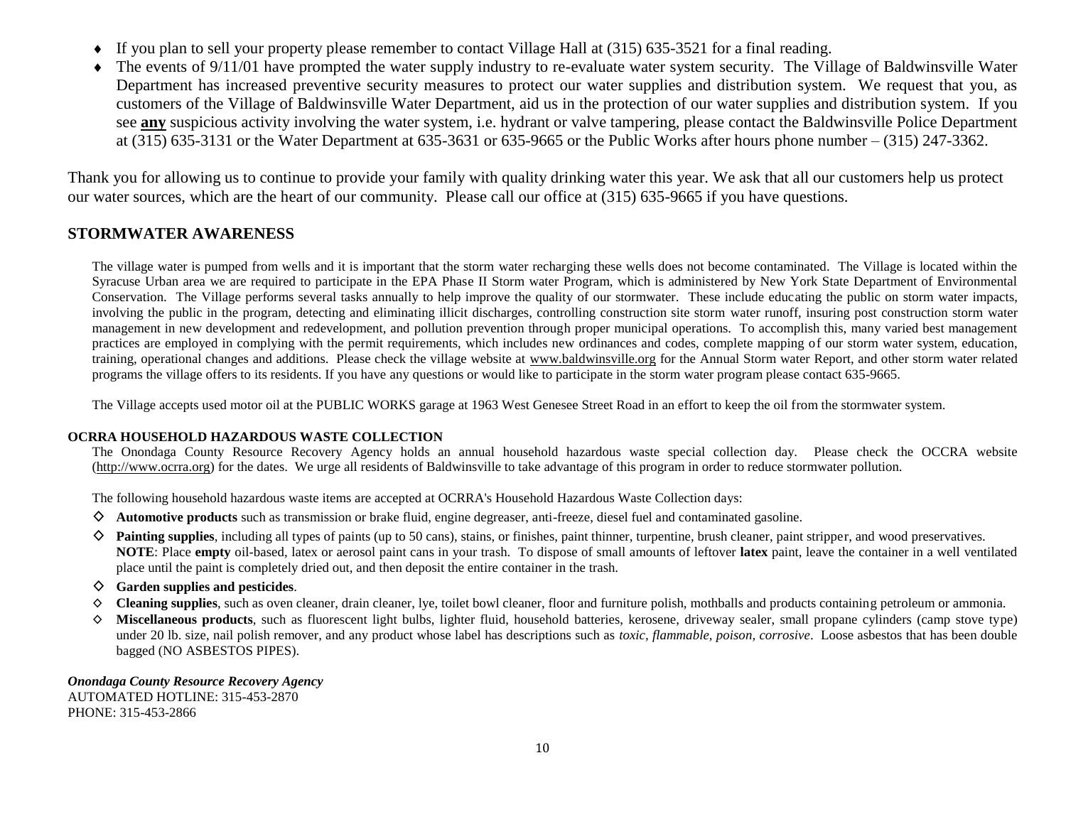- If you plan to sell your property please remember to contact Village Hall at (315) 635-3521 for a final reading.
- The events of 9/11/01 have prompted the water supply industry to re-evaluate water system security. The Village of Baldwinsville Water Department has increased preventive security measures to protect our water supplies and distribution system. We request that you, as customers of the Village of Baldwinsville Water Department, aid us in the protection of our water supplies and distribution system. If you see **any** suspicious activity involving the water system, i.e. hydrant or valve tampering, please contact the Baldwinsville Police Department at (315) 635-3131 or the Water Department at 635-3631 or 635-9665 or the Public Works after hours phone number – (315) 247-3362.

Thank you for allowing us to continue to provide your family with quality drinking water this year. We ask that all our customers help us protect our water sources, which are the heart of our community. Please call our office at (315) 635-9665 if you have questions.

## STORMWATER AWARENESS

The village water is pumped from wells and it is important that the storm water recharging these wells does not become contaminated. The Village is located within the Syracuse Urban area we are required to participate in the EPA Phase II Storm water Program, which is administered by New York State Department of Environmental Conservation. The Village performs several tasks annually to help improve the quality of our stormwater. These include educating the public on storm water impacts, involving the public in the program, detecting and eliminating illicit discharges, controlling construction site storm water runoff, insuring post construction storm water management in new development and redevelopment, and pollution prevention through proper municipal operations. To accomplish this, many varied best management practices are employed in complying with the permit requirements, which includes new ordinances and codes, complete mapping of our storm water system, education, training, operational changes and additions. Please check the village website at www.baldwinsville.org for the Annual Storm water Report, and other storm water related programs the village offers to its residents. If you have any questions or would like to participate in the storm water program please contact 635-9665.

The Village accepts used motor oil at the PUBLIC WORKS garage at 1963 West Genesee Street Road in an effort to keep the oil from the stormwater system.

**OCRRA HOUSEHOLD HAZARDOUS WASTE COLLECTION**

The Onondaga County Resource Recovery Agency holds an annual household hazardous waste special collection day. Please check the OCCRA website (http://www.ocrra.org) for the dates. We urge all residents of Baldwinsville to take advantage of this program in order to reduce stormwater pollution.

The following household hazardous waste items are accepted at OCRRA's Household Hazardous Waste Collection days:

- **Automotive products** such as transmission or brake fluid, engine degreaser, anti-freeze, diesel fuel and contaminated gasoline.
- **Painting supplies**, including all types of paints (up to 50 cans), stains, or finishes, paint thinner, turpentine, brush cleaner, paint stripper, and wood preservatives.
  **NOTE**: Place **empty** oil-based, latex or aerosol paint cans in your trash. To dispose of small amounts of leftover **latex** paint, leave the container in a well ventilated place until the paint is completely dried out, and then deposit the entire container in the trash.
- **Garden supplies and pesticides**.
- **Cleaning supplies**, such as oven cleaner, drain cleaner, lye, toilet bowl cleaner, floor and furniture polish, mothballs and products containing petroleum or ammonia.
- **Miscellaneous products**, such as fluorescent light bulbs, lighter fluid, household batteries, kerosene, driveway sealer, small propane cylinders (camp stove type) under 20 lb. size, nail polish remover, and any product whose label has descriptions such as *toxic, flammable, poison, corrosive*. Loose asbestos that has been double bagged (NO ASBESTOS PIPES).

***Onondaga County Resource Recovery Agency***
AUTOMATED HOTLINE: 315-453-2870
PHONE: 315-453-2866